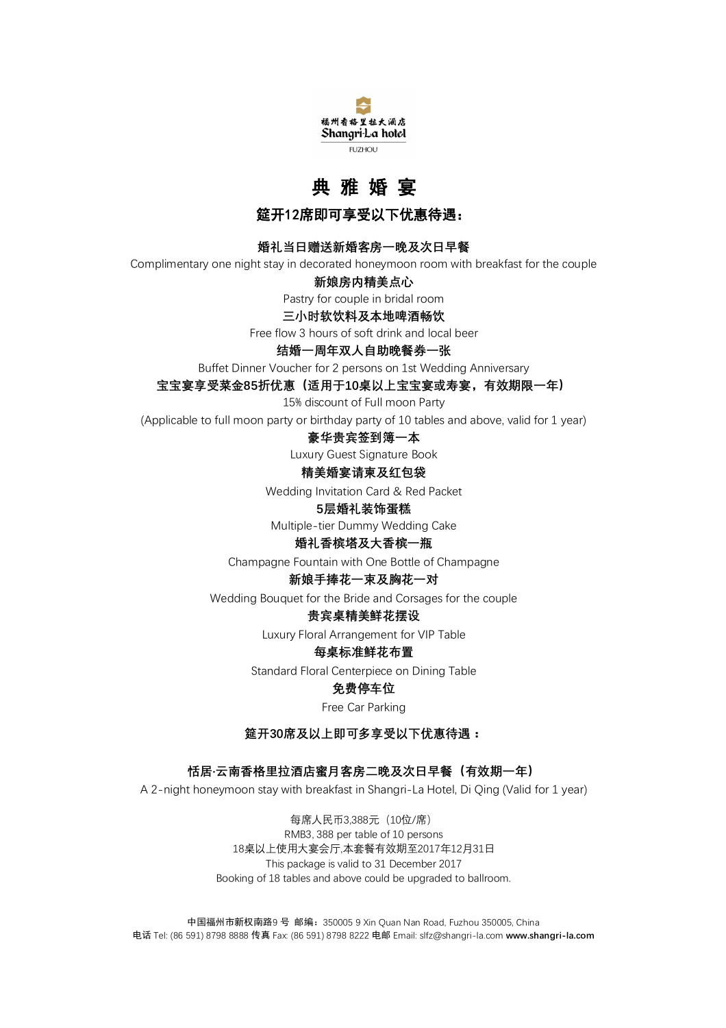福州香格里拉大酒店
Shangri-La hotel
FUZHOU

# 典 雅 婚 宴

## 筵开12席即可享受以下优惠待遇：

**婚礼当日赠送新婚客房一晚及次日早餐**
Complimentary one night stay in decorated honeymoon room with breakfast for the couple

**新娘房内精美点心**
Pastry for couple in bridal room

**三小时软饮料及本地啤酒畅饮**
Free flow 3 hours of soft drink and local beer

**结婚一周年双人自助晚餐券一张**
Buffet Dinner Voucher for 2 persons on 1st Wedding Anniversary

**宝宝宴享受菜金85折优惠（适用于10桌以上宝宝宴或寿宴，有效期限一年）**
15% discount of Full moon Party
(Applicable to full moon party or birthday party of 10 tables and above, valid for 1 year)

**豪华贵宾签到簿一本**
Luxury Guest Signature Book

**精美婚宴请柬及红包袋**
Wedding Invitation Card & Red Packet

**5层婚礼装饰蛋糕**
Multiple-tier Dummy Wedding Cake

**婚礼香槟塔及大香槟一瓶**
Champagne Fountain with One Bottle of Champagne

**新娘手捧花一束及胸花一对**
Wedding Bouquet for the Bride and Corsages for the couple

**贵宾桌精美鲜花摆设**
Luxury Floral Arrangement for VIP Table

**每桌标准鲜花布置**
Standard Floral Centerpiece on Dining Table

**免费停车位**
Free Car Parking

## 筵开30席及以上即可多享受以下优惠待遇：

**恬居·云南香格里拉酒店蜜月客房二晚及次日早餐（有效期一年）**
A 2-night honeymoon stay with breakfast in Shangri-La Hotel, Di Qing (Valid for 1 year)

每席人民币3,388元（10位/席）
RMB3, 388 per table of 10 persons
18桌以上使用大宴会厅,本套餐有效期至2017年12月31日
This package is valid to 31 December 2017
Booking of 18 tables and above could be upgraded to ballroom.

中国福州市新权南路9 号 邮编：350005 9 Xin Quan Nan Road, Fuzhou 350005, China
电话 Tel: (86 591) 8798 8888 传真 Fax: (86 591) 8798 8222 电邮 Email: slfz@shangri-la.com **www.shangri-la.com**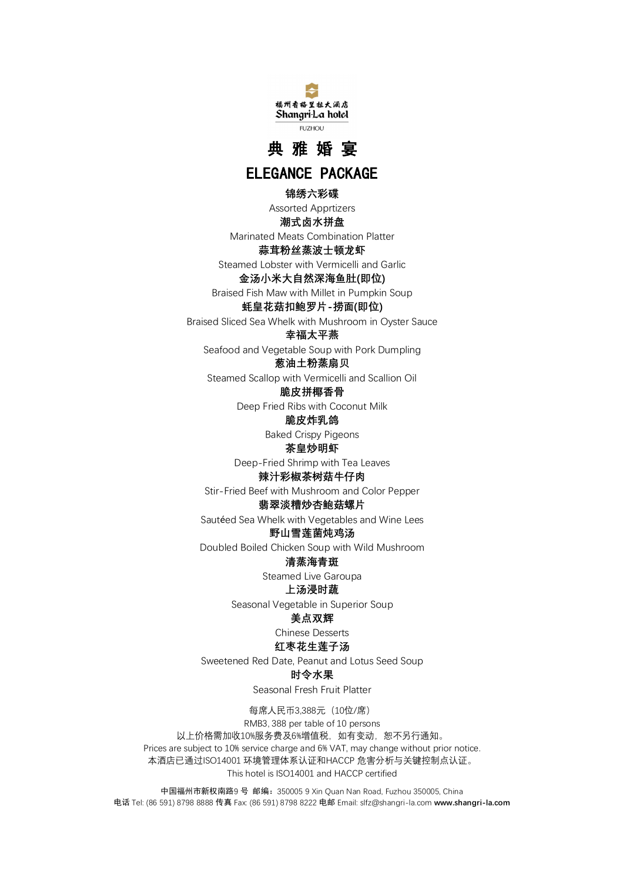福州香格里拉大酒店
Shangri-La hotel
FUZHOU

# 典 雅 婚 宴

## ELEGANCE PACKAGE

**锦绣六彩碟**
Assorted Apprtizers

**潮式卤水拼盘**
Marinated Meats Combination Platter

**蒜茸粉丝蒸波士顿龙虾**
Steamed Lobster with Vermicelli and Garlic

**金汤小米大自然深海鱼肚(即位)**
Braised Fish Maw with Millet in Pumpkin Soup

**蚝皇花菇扣鲍罗片-捞面(即位)**
Braised Sliced Sea Whelk with Mushroom in Oyster Sauce

**幸福太平燕**
Seafood and Vegetable Soup with Pork Dumpling

**葱油土粉蒸扇贝**
Steamed Scallop with Vermicelli and Scallion Oil

**脆皮拼椰香骨**
Deep Fried Ribs with Coconut Milk

**脆皮炸乳鸽**
Baked Crispy Pigeons

**茶皇炒明虾**
Deep-Fried Shrimp with Tea Leaves

**辣汁彩椒茶树菇牛仔肉**
Stir-Fried Beef with Mushroom and Color Pepper

**翡翠淡糟炒杏鲍菇螺片**
Sautéed Sea Whelk with Vegetables and Wine Lees

**野山雪莲菌炖鸡汤**
Doubled Boiled Chicken Soup with Wild Mushroom

**清蒸海青斑**
Steamed Live Garoupa

**上汤浸时蔬**
Seasonal Vegetable in Superior Soup

**美点双辉**
Chinese Desserts

**红枣花生莲子汤**
Sweetened Red Date, Peanut and Lotus Seed Soup

**时令水果**
Seasonal Fresh Fruit Platter

每席人民币3,388元（10位/席）
RMB3, 388 per table of 10 persons
以上价格需加收10%服务费及6%增值税，如有变动，恕不另行通知。
Prices are subject to 10% service charge and 6% VAT, may change without prior notice.
本酒店已通过ISO14001 环境管理体系认证和HACCP 危害分析与关键控制点认证。
This hotel is ISO14001 and HACCP certified

**中国福州市新权南路**9 号 **邮编：**350005 9 Xin Quan Nan Road, Fuzhou 350005, China
**电话** Tel: (86 591) 8798 8888 **传真** Fax: (86 591) 8798 8222 **电邮** Email: slfz@shangri-la.com **www.shangri-la.com**